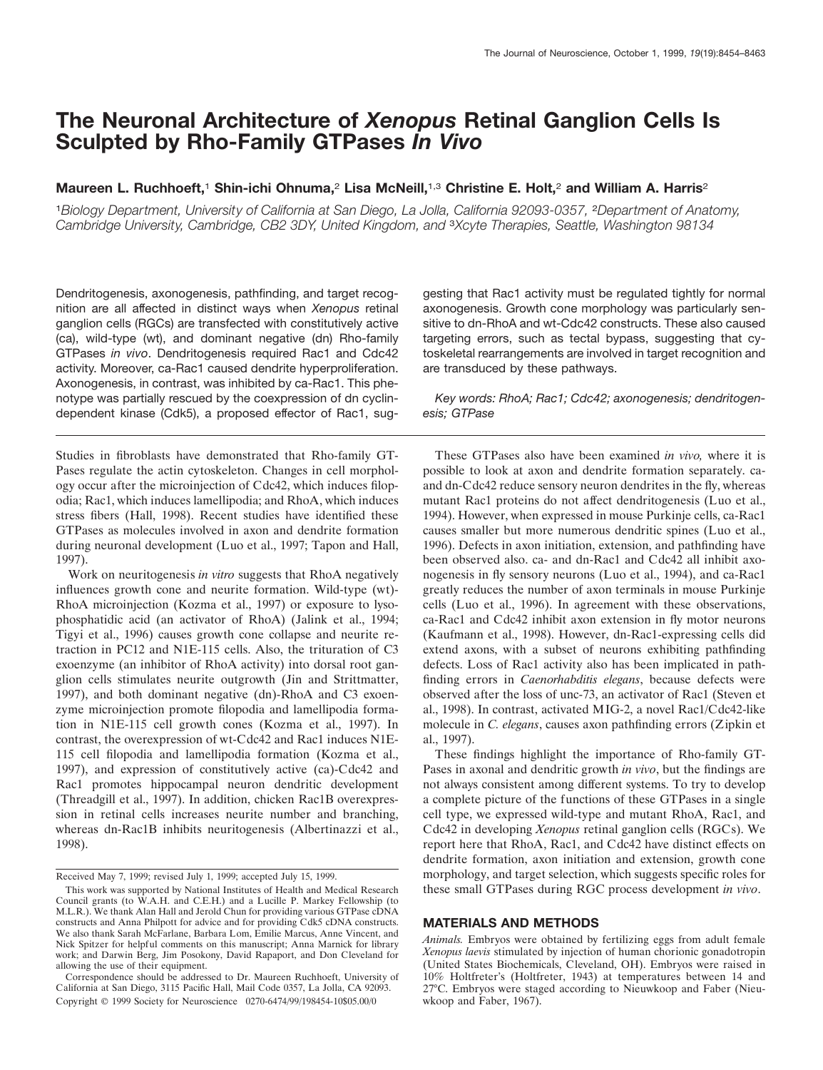# The Neuronal Architecture of *Xenopus* Retinal Ganglion Cells Is Sculpted by Rho-Family GTPases *In Vivo*

**Maureen L. Ruchhoeft,[1] Shin-ichi Ohnuma,[2] Lisa McNeill,[1,3] Christine E. Holt,[2] and William A. Harris[2]**

[1]*Biology Department, University of California at San Diego, La Jolla, California 92093-0357,* [2]*Department of Anatomy, Cambridge University, Cambridge, CB2 3DY, United Kingdom, and* [3]*Xcyte Therapies, Seattle, Washington 98134*

Dendritogenesis, axonogenesis, pathfinding, and target recognition are all affected in distinct ways when *Xenopus* retinal ganglion cells (RGCs) are transfected with constitutively active (ca), wild-type (wt), and dominant negative (dn) Rho-family GTPases *in vivo*. Dendritogenesis required Rac1 and Cdc42 activity. Moreover, ca-Rac1 caused dendrite hyperproliferation. Axonogenesis, in contrast, was inhibited by ca-Rac1. This phenotype was partially rescued by the coexpression of dn cyclin-dependent kinase (Cdk5), a proposed effector of Rac1, suggesting that Rac1 activity must be regulated tightly for normal axonogenesis. Growth cone morphology was particularly sensitive to dn-RhoA and wt-Cdc42 constructs. These also caused targeting errors, such as tectal bypass, suggesting that cytoskeletal rearrangements are involved in target recognition and are transduced by these pathways.

*Key words: RhoA; Rac1; Cdc42; axonogenesis; dendritogenesis; GTPase*

Studies in fibroblasts have demonstrated that Rho-family GTPases regulate the actin cytoskeleton. Changes in cell morphology occur after the microinjection of Cdc42, which induces filopodia; Rac1, which induces lamellipodia; and RhoA, which induces stress fibers (Hall, 1998). Recent studies have identified these GTPases as molecules involved in axon and dendrite formation during neuronal development (Luo et al., 1997; Tapon and Hall, 1997).

Work on neuritogenesis *in vitro* suggests that RhoA negatively influences growth cone and neurite formation. Wild-type (wt)-RhoA microinjection (Kozma et al., 1997) or exposure to lysophosphatidic acid (an activator of RhoA) (Jalink et al., 1994; Tigyi et al., 1996) causes growth cone collapse and neurite retraction in PC12 and N1E-115 cells. Also, the trituration of C3 exoenzyme (an inhibitor of RhoA activity) into dorsal root ganglion cells stimulates neurite outgrowth (Jin and Strittmatter, 1997), and both dominant negative (dn)-RhoA and C3 exoenzyme microinjection promote filopodia and lamellipodia formation in N1E-115 cell growth cones (Kozma et al., 1997). In contrast, the overexpression of wt-Cdc42 and Rac1 induces N1E-115 cell filopodia and lamellipodia formation (Kozma et al., 1997), and expression of constitutively active (ca)-Cdc42 and Rac1 promotes hippocampal neuron dendritic development (Threadgill et al., 1997). In addition, chicken Rac1B overexpression in retinal cells increases neurite number and branching, whereas dn-Rac1B inhibits neuritogenesis (Albertinazzi et al., 1998).

These GTPases also have been examined *in vivo,* where it is possible to look at axon and dendrite formation separately. ca- and dn-Cdc42 reduce sensory neuron dendrites in the fly, whereas mutant Rac1 proteins do not affect dendritogenesis (Luo et al., 1994). However, when expressed in mouse Purkinje cells, ca-Rac1 causes smaller but more numerous dendritic spines (Luo et al., 1996). Defects in axon initiation, extension, and pathfinding have been observed also. ca- and dn-Rac1 and Cdc42 all inhibit axonogenesis in fly sensory neurons (Luo et al., 1994), and ca-Rac1 greatly reduces the number of axon terminals in mouse Purkinje cells (Luo et al., 1996). In agreement with these observations, ca-Rac1 and Cdc42 inhibit axon extension in fly motor neurons (Kaufmann et al., 1998). However, dn-Rac1-expressing cells did extend axons, with a subset of neurons exhibiting pathfinding defects. Loss of Rac1 activity also has been implicated in pathfinding errors in *Caenorhabditis elegans*, because defects were observed after the loss of unc-73, an activator of Rac1 (Steven et al., 1998). In contrast, activated MIG-2, a novel Rac1/Cdc42-like molecule in *C. elegans*, causes axon pathfinding errors (Zipkin et al., 1997).

These findings highlight the importance of Rho-family GTPases in axonal and dendritic growth *in vivo*, but the findings are not always consistent among different systems. To try to develop a complete picture of the functions of these GTPases in a single cell type, we expressed wild-type and mutant RhoA, Rac1, and Cdc42 in developing *Xenopus* retinal ganglion cells (RGCs). We report here that RhoA, Rac1, and Cdc42 have distinct effects on dendrite formation, axon initiation and extension, growth cone morphology, and target selection, which suggests specific roles for these small GTPases during RGC process development *in vivo*.

## MATERIALS AND METHODS

*Animals.* Embryos were obtained by fertilizing eggs from adult female *Xenopus laevis* stimulated by injection of human chorionic gonadotropin (United States Biochemicals, Cleveland, OH). Embryos were raised in 10% Holtfreter's (Holtfreter, 1943) at temperatures between 14 and 27°C. Embryos were staged according to Nieuwkoop and Faber (Nieuwkoop and Faber, 1967).

Received May 7, 1999; revised July 1, 1999; accepted July 15, 1999.

This work was supported by National Institutes of Health and Medical Research Council grants (to W.A.H. and C.E.H.) and a Lucille P. Markey Fellowship (to M.L.R.). We thank Alan Hall and Jerold Chun for providing various GTPase cDNA constructs and Anna Philpott for advice and for providing Cdk5 cDNA constructs. We also thank Sarah McFarlane, Barbara Lom, Emilie Marcus, Anne Vincent, and Nick Spitzer for helpful comments on this manuscript; Anna Marnick for library work; and Darwin Berg, Jim Posokony, David Rapaport, and Don Cleveland for allowing the use of their equipment.

Correspondence should be addressed to Dr. Maureen Ruchhoeft, University of California at San Diego, 3115 Pacific Hall, Mail Code 0357, La Jolla, CA 92093.

Copyright © 1999 Society for Neuroscience 0270-6474/99/198454-10$05.00/0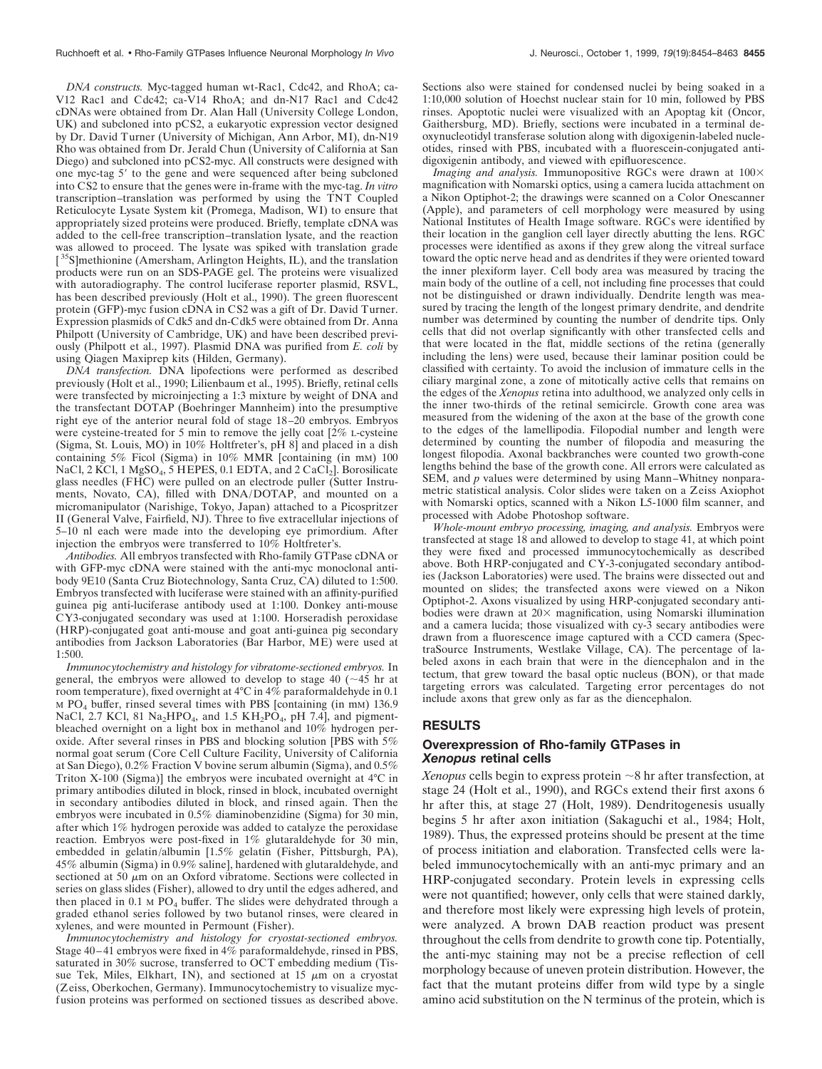*DNA constructs.* Myc-tagged human wt-Rac1, Cdc42, and RhoA; ca-V12 Rac1 and Cdc42; ca-V14 RhoA; and dn-N17 Rac1 and Cdc42 cDNAs were obtained from Dr. Alan Hall (University College London, UK) and subcloned into pCS2, a eukaryotic expression vector designed by Dr. David Turner (University of Michigan, Ann Arbor, MI), dn-N19 Rho was obtained from Dr. Jerald Chun (University of California at San Diego) and subcloned into pCS2-myc. All constructs were designed with one myc-tag 5′ to the gene and were sequenced after being subcloned into CS2 to ensure that the genes were in-frame with the myc-tag. *In vitro* transcription–translation was performed by using the TNT Coupled Reticulocyte Lysate System kit (Promega, Madison, WI) to ensure that appropriately sized proteins were produced. Briefly, template cDNA was added to the cell-free transcription–translation lysate, and the reaction was allowed to proceed. The lysate was spiked with translation grade [$^{35}$S]methionine (Amersham, Arlington Heights, IL), and the translation products were run on an SDS-PAGE gel. The proteins were visualized with autoradiography. The control luciferase reporter plasmid, RSVL, has been described previously (Holt et al., 1990). The green fluorescent protein (GFP)-myc fusion cDNA in CS2 was a gift of Dr. David Turner. Expression plasmids of Cdk5 and dn-Cdk5 were obtained from Dr. Anna Philpott (University of Cambridge, UK) and have been described previously (Philpott et al., 1997). Plasmid DNA was purified from *E. coli* by using Qiagen Maxiprep kits (Hilden, Germany).

*DNA transfection.* DNA lipofections were performed as described previously (Holt et al., 1990; Lilienbaum et al., 1995). Briefly, retinal cells were transfected by microinjecting a 1:3 mixture by weight of DNA and the transfectant DOTAP (Boehringer Mannheim) into the presumptive right eye of the anterior neural fold of stage 18–20 embryos. Embryos were cysteine-treated for 5 min to remove the jelly coat [2% L-cysteine (Sigma, St. Louis, MO) in 10% Holtfreter's, pH 8] and placed in a dish containing 5% Ficol (Sigma) in 10% MMR [containing (in mM) 100 NaCl, 2 KCl, 1 $MgSO_4$, 5 HEPES, 0.1 EDTA, and 2 $CaCl_2$]. Borosilicate glass needles (FHC) were pulled on an electrode puller (Sutter Instruments, Novato, CA), filled with DNA/DOTAP, and mounted on a micromanipulator (Narishige, Tokyo, Japan) attached to a Picospritzer II (General Valve, Fairfield, NJ). Three to five extracellular injections of 5–10 nl each were made into the developing eye primordium. After injection the embryos were transferred to 10% Holtfreter's.

*Antibodies.* All embryos transfected with Rho-family GTPase cDNA or with GFP-myc cDNA were stained with the anti-myc monoclonal antibody 9E10 (Santa Cruz Biotechnology, Santa Cruz, CA) diluted to 1:500. Embryos transfected with luciferase were stained with an affinity-purified guinea pig anti-luciferase antibody used at 1:100. Donkey anti-mouse CY3-conjugated secondary was used at 1:100. Horseradish peroxidase (HRP)-conjugated goat anti-mouse and goat anti-guinea pig secondary antibodies from Jackson Laboratories (Bar Harbor, ME) were used at 1:500.

*Immunocytochemistry and histology for vibratome-sectioned embryos.* In general, the embryos were allowed to develop to stage 40 (~45 hr at room temperature), fixed overnight at 4°C in 4% paraformaldehyde in 0.1 M $PO_4$ buffer, rinsed several times with PBS [containing (in mM) 136.9 NaCl, 2.7 KCl, 81 $Na_2HPO_4$, and 1.5 $KH_2PO_4$, pH 7.4], and pigment-bleached overnight on a light box in methanol and 10% hydrogen peroxide. After several rinses in PBS and blocking solution [PBS with 5% normal goat serum (Core Cell Culture Facility, University of California at San Diego), 0.2% Fraction V bovine serum albumin (Sigma), and 0.5% Triton X-100 (Sigma)] the embryos were incubated overnight at 4°C in primary antibodies diluted in block, rinsed in block, incubated overnight in secondary antibodies diluted in block, and rinsed again. Then the embryos were incubated in 0.5% diaminobenzidine (Sigma) for 30 min, after which 1% hydrogen peroxide was added to catalyze the peroxidase reaction. Embryos were post-fixed in 1% glutaraldehyde for 30 min, embedded in gelatin/albumin [1.5% gelatin (Fisher, Pittsburgh, PA), 45% albumin (Sigma) in 0.9% saline], hardened with glutaraldehyde, and sectioned at 50 μm on an Oxford vibratome. Sections were collected in series on glass slides (Fisher), allowed to dry until the edges adhered, and then placed in 0.1 M $PO_4$ buffer. The slides were dehydrated through a graded ethanol series followed by two butanol rinses, were cleared in xylenes, and were mounted in Permount (Fisher).

*Immunocytochemistry and histology for cryostat-sectioned embryos.* Stage 40–41 embryos were fixed in 4% paraformaldehyde, rinsed in PBS, saturated in 30% sucrose, transferred to OCT embedding medium (Tissue Tek, Miles, Elkhart, IN), and sectioned at 15 μm on a cryostat (Zeiss, Oberkochen, Germany). Immunocytochemistry to visualize myc-fusion proteins was performed on sectioned tissues as described above. Sections also were stained for condensed nuclei by being soaked in a 1:10,000 solution of Hoechst nuclear stain for 10 min, followed by PBS rinses. Apoptotic nuclei were visualized with an Apoptag kit (Oncor, Gaithersburg, MD). Briefly, sections were incubated in a terminal deoxynucleotidyl transferase solution along with digoxigenin-labeled nucleotides, rinsed with PBS, incubated with a fluorescein-conjugated anti-digoxigenin antibody, and viewed with epifluorescence.

*Imaging and analysis.* Immunopositive RGCs were drawn at 100× magnification with Nomarski optics, using a camera lucida attachment on a Nikon Optiphot-2; the drawings were scanned on a Color Onescanner (Apple), and parameters of cell morphology were measured by using National Institutes of Health Image software. RGCs were identified by their location in the ganglion cell layer directly abutting the lens. RGC processes were identified as axons if they grew along the vitreal surface toward the optic nerve head and as dendrites if they were oriented toward the inner plexiform layer. Cell body area was measured by tracing the main body of the outline of a cell, not including fine processes that could not be distinguished or drawn individually. Dendrite length was measured by tracing the length of the longest primary dendrite, and dendrite number was determined by counting the number of dendrite tips. Only cells that did not overlap significantly with other transfected cells and that were located in the flat, middle sections of the retina (generally including the lens) were used, because their laminar position could be classified with certainty. To avoid the inclusion of immature cells in the ciliary marginal zone, a zone of mitotically active cells that remains on the edges of the *Xenopus* retina into adulthood, we analyzed only cells in the inner two-thirds of the retinal semicircle. Growth cone area was measured from the widening of the axon at the base of the growth cone to the edges of the lamellipodia. Filopodial number and length were determined by counting the number of filopodia and measuring the longest filopodia. Axonal backbranches were counted two growth-cone lengths behind the base of the growth cone. All errors were calculated as SEM, and *p* values were determined by using Mann–Whitney nonparametric statistical analysis. Color slides were taken on a Zeiss Axiophot with Nomarski optics, scanned with a Nikon L5-1000 film scanner, and processed with Adobe Photoshop software.

*Whole-mount embryo processing, imaging, and analysis.* Embryos were transfected at stage 18 and allowed to develop to stage 41, at which point they were fixed and processed immunocytochemically as described above. Both HRP-conjugated and CY-3-conjugated secondary antibodies (Jackson Laboratories) were used. The brains were dissected out and mounted on slides; the transfected axons were viewed on a Nikon Optiphot-2. Axons visualized by using HRP-conjugated secondary antibodies were drawn at 20× magnification, using Nomarski illumination and a camera lucida; those visualized with cy-3 secary antibodies were drawn from a fluorescence image captured with a CCD camera (SpectraSource Instruments, Westlake Village, CA). The percentage of labeled axons in each brain that were in the diencephalon and in the tectum, that grew toward the basal optic nucleus (BON), or that made targeting errors was calculated. Targeting error percentages do not include axons that grew only as far as the diencephalon.

## RESULTS

### Overexpression of Rho-family GTPases in *Xenopus* retinal cells

*Xenopus* cells begin to express protein ~8 hr after transfection, at stage 24 (Holt et al., 1990), and RGCs extend their first axons 6 hr after this, at stage 27 (Holt, 1989). Dendritogenesis usually begins 5 hr after axon initiation (Sakaguchi et al., 1984; Holt, 1989). Thus, the expressed proteins should be present at the time of process initiation and elaboration. Transfected cells were labeled immunocytochemically with an anti-myc primary and an HRP-conjugated secondary. Protein levels in expressing cells were not quantified; however, only cells that were stained darkly, and therefore most likely were expressing high levels of protein, were analyzed. A brown DAB reaction product was present throughout the cells from dendrite to growth cone tip. Potentially, the anti-myc staining may not be a precise reflection of cell morphology because of uneven protein distribution. However, the fact that the mutant proteins differ from wild type by a single amino acid substitution on the N terminus of the protein, which is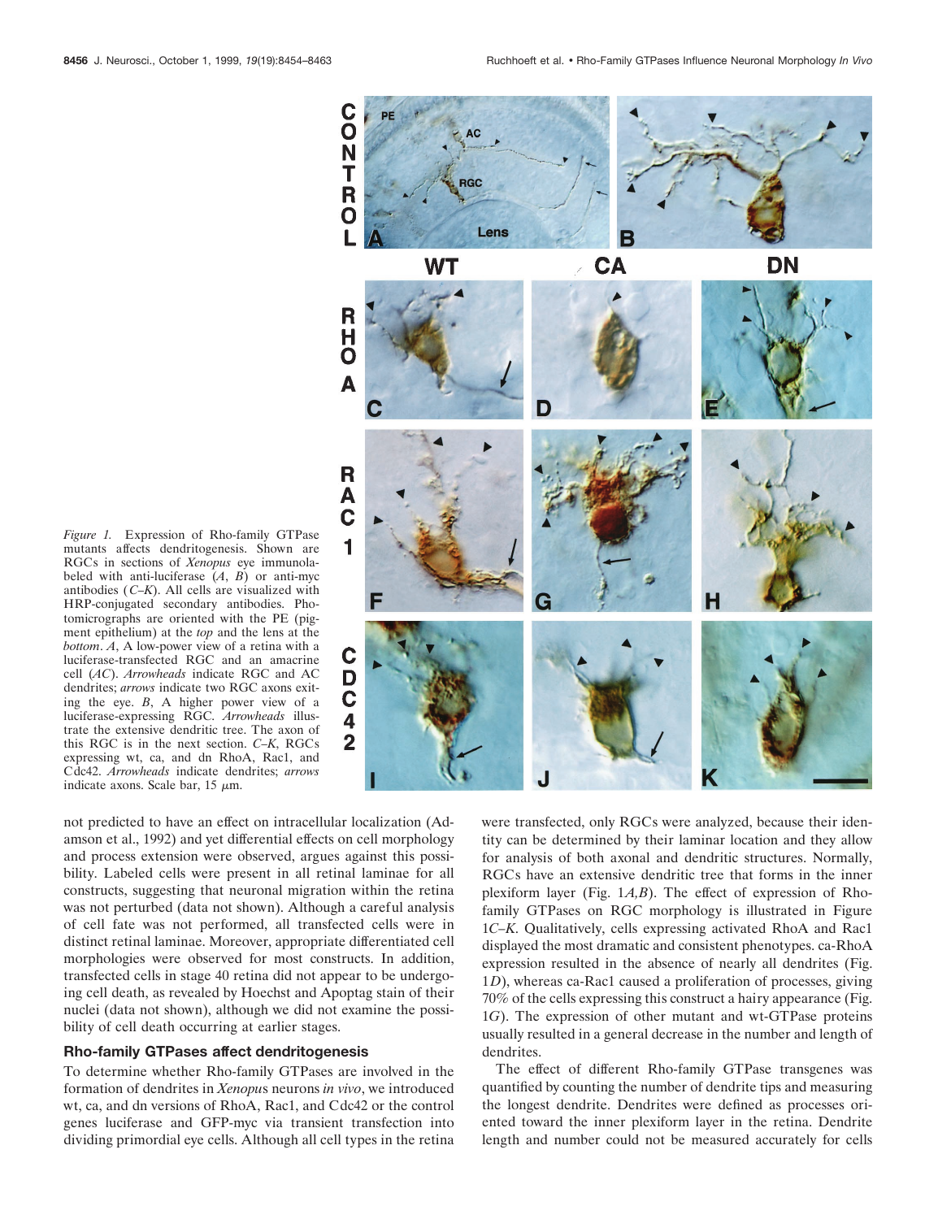*Figure 1.* Expression of Rho-family GTPase mutants affects dendritogenesis. Shown are RGCs in sections of *Xenopus* eye immunolabeled with anti-luciferase (*A*, *B*) or anti-myc antibodies (*C–K*). All cells are visualized with HRP-conjugated secondary antibodies. Photomicrographs are oriented with the PE (pigment epithelium) at the *top* and the lens at the *bottom*. *A*, A low-power view of a retina with a luciferase-transfected RGC and an amacrine cell (*AC*). *Arrowheads* indicate RGC and AC dendrites; *arrows* indicate two RGC axons exiting the eye. *B*, A higher power view of a luciferase-expressing RGC. *Arrowheads* illustrate the extensive dendritic tree. The axon of this RGC is in the next section. *C–K*, RGCs expressing wt, ca, and dn RhoA, Rac1, and Cdc42. *Arrowheads* indicate dendrites; *arrows* indicate axons. Scale bar, 15 μm.

not predicted to have an effect on intracellular localization (Adamson et al., 1992) and yet differential effects on cell morphology and process extension were observed, argues against this possibility. Labeled cells were present in all retinal laminae for all constructs, suggesting that neuronal migration within the retina was not perturbed (data not shown). Although a careful analysis of cell fate was not performed, all transfected cells were in distinct retinal laminae. Moreover, appropriate differentiated cell morphologies were observed for most constructs. In addition, transfected cells in stage 40 retina did not appear to be undergoing cell death, as revealed by Hoechst and Apoptag stain of their nuclei (data not shown), although we did not examine the possibility of cell death occurring at earlier stages.

## Rho-family GTPases affect dendritogenesis

To determine whether Rho-family GTPases are involved in the formation of dendrites in *Xenopus* neurons *in vivo*, we introduced wt, ca, and dn versions of RhoA, Rac1, and Cdc42 or the control genes luciferase and GFP-myc via transient transfection into dividing primordial eye cells. Although all cell types in the retina were transfected, only RGCs were analyzed, because their identity can be determined by their laminar location and they allow for analysis of both axonal and dendritic structures. Normally, RGCs have an extensive dendritic tree that forms in the inner plexiform layer (Fig. 1*A*,*B*). The effect of expression of Rho-family GTPases on RGC morphology is illustrated in Figure 1*C–K*. Qualitatively, cells expressing activated RhoA and Rac1 displayed the most dramatic and consistent phenotypes. ca-RhoA expression resulted in the absence of nearly all dendrites (Fig. 1*D*), whereas ca-Rac1 caused a proliferation of processes, giving 70% of the cells expressing this construct a hairy appearance (Fig. 1*G*). The expression of other mutant and wt-GTPase proteins usually resulted in a general decrease in the number and length of dendrites.

The effect of different Rho-family GTPase transgenes was quantified by counting the number of dendrite tips and measuring the longest dendrite. Dendrites were defined as processes oriented toward the inner plexiform layer in the retina. Dendrite length and number could not be measured accurately for cells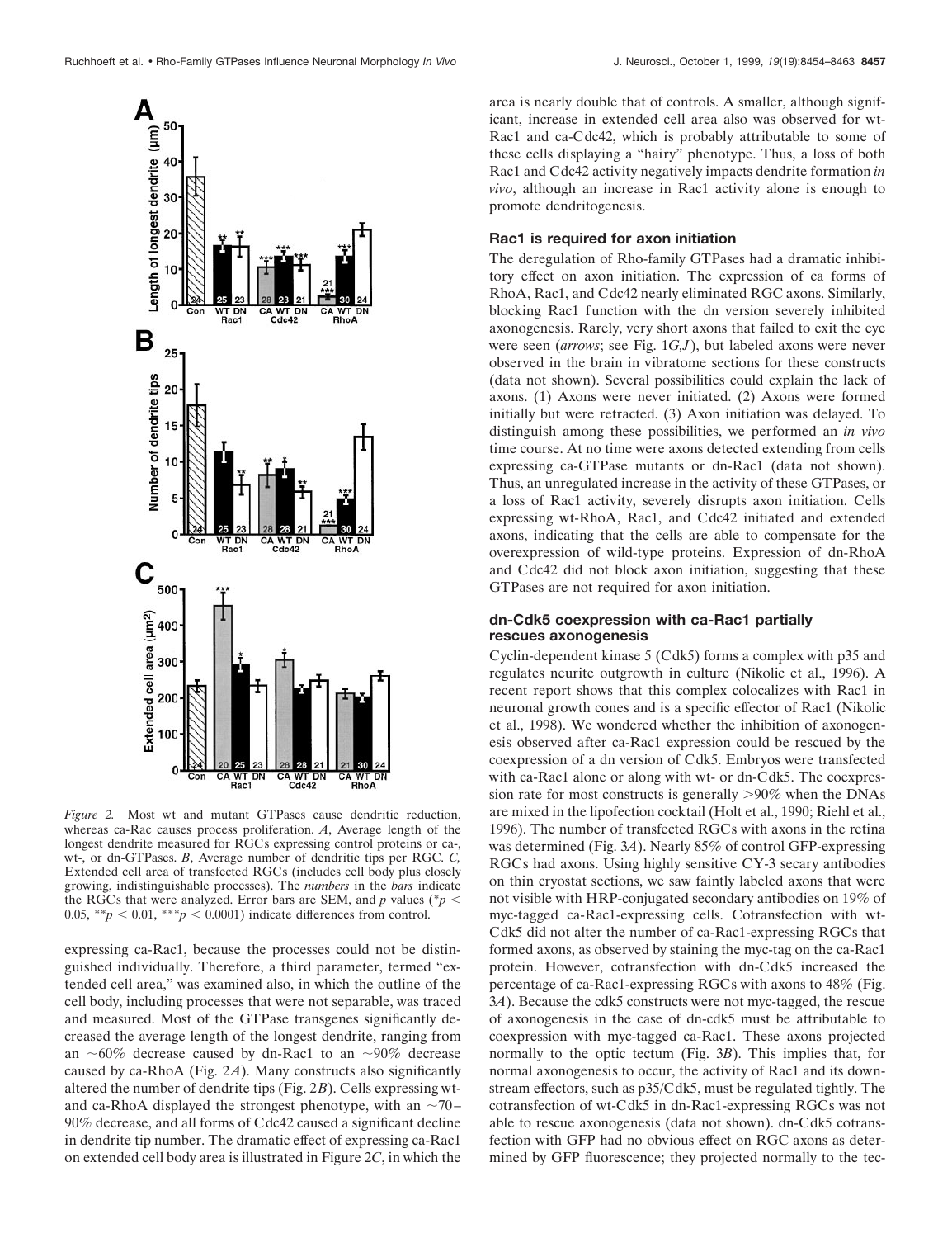A

Length of longest dendrite (μm)

50
40
30
20
10
0

Con WT DN CA WT DN CA WT DN

Rac1 Cdc42 RhoA

24 25 23 28 28 21 21 30 24

B

Number of dendrite tips

25
20
15
10
5
0

Con WT DN CA WT DN CA WT DN

Rac1 Cdc42 RhoA

24 25 23 28 28 21 21 30 24

C

Extended cell area (μm²)

500
400
300
200
100
0

Con CA WT DN CA WT DN CA WT DN

Rac1 Cdc42 RhoA

24 20 25 23 28 28 21 21 30 24

*Figure 2.* Most wt and mutant GTPases cause dendritic reduction, whereas ca-Rac causes process proliferation. *A*, Average length of the longest dendrite measured for RGCs expressing control proteins or ca-, wt-, or dn-GTPases. *B*, Average number of dendritic tips per RGC. *C*, Extended cell area of transfected RGCs (includes cell body plus closely growing, indistinguishable processes). The *numbers* in the *bars* indicate the RGCs that were analyzed. Error bars are SEM, and *p* values (*$p <$ 0.05, **$p < 0.01$, ***$p < 0.0001$) indicate differences from control.

expressing ca-Rac1, because the processes could not be distinguished individually. Therefore, a third parameter, termed "extended cell area," was examined also, in which the outline of the cell body, including processes that were not separable, was traced and measured. Most of the GTPase transgenes significantly decreased the average length of the longest dendrite, ranging from an ~60% decrease caused by dn-Rac1 to an ~90% decrease caused by ca-RhoA (Fig. 2*A*). Many constructs also significantly altered the number of dendrite tips (Fig. 2*B*). Cells expressing wt- and ca-RhoA displayed the strongest phenotype, with an ~70–90% decrease, and all forms of Cdc42 caused a significant decline in dendrite tip number. The dramatic effect of expressing ca-Rac1 on extended cell body area is illustrated in Figure 2*C*, in which the area is nearly double that of controls. A smaller, although significant, increase in extended cell area also was observed for wt-Rac1 and ca-Cdc42, which is probably attributable to some of these cells displaying a "hairy" phenotype. Thus, a loss of both Rac1 and Cdc42 activity negatively impacts dendrite formation *in vivo*, although an increase in Rac1 activity alone is enough to promote dendritogenesis.

## Rac1 is required for axon initiation

The deregulation of Rho-family GTPases had a dramatic inhibitory effect on axon initiation. The expression of ca forms of RhoA, Rac1, and Cdc42 nearly eliminated RGC axons. Similarly, blocking Rac1 function with the dn version severely inhibited axonogenesis. Rarely, very short axons that failed to exit the eye were seen (*arrows*; see Fig. 1*G,J*), but labeled axons were never observed in the brain in vibratome sections for these constructs (data not shown). Several possibilities could explain the lack of axons. (1) Axons were never initiated. (2) Axons were formed initially but were retracted. (3) Axon initiation was delayed. To distinguish among these possibilities, we performed an *in vivo* time course. At no time were axons detected extending from cells expressing ca-GTPase mutants or dn-Rac1 (data not shown). Thus, an unregulated increase in the activity of these GTPases, or a loss of Rac1 activity, severely disrupts axon initiation. Cells expressing wt-RhoA, Rac1, and Cdc42 initiated and extended axons, indicating that the cells are able to compensate for the overexpression of wild-type proteins. Expression of dn-RhoA and Cdc42 did not block axon initiation, suggesting that these GTPases are not required for axon initiation.

## dn-Cdk5 coexpression with ca-Rac1 partially rescues axonogenesis

Cyclin-dependent kinase 5 (Cdk5) forms a complex with p35 and regulates neurite outgrowth in culture (Nikolic et al., 1996). A recent report shows that this complex colocalizes with Rac1 in neuronal growth cones and is a specific effector of Rac1 (Nikolic et al., 1998). We wondered whether the inhibition of axonogenesis observed after ca-Rac1 expression could be rescued by the coexpression of a dn version of Cdk5. Embryos were transfected with ca-Rac1 alone or along with wt- or dn-Cdk5. The coexpression rate for most constructs is generally >90% when the DNAs are mixed in the lipofection cocktail (Holt et al., 1990; Riehl et al., 1996). The number of transfected RGCs with axons in the retina was determined (Fig. 3*A*). Nearly 85% of control GFP-expressing RGCs had axons. Using highly sensitive CY-3 secary antibodies on thin cryostat sections, we saw faintly labeled axons that were not visible with HRP-conjugated secondary antibodies on 19% of myc-tagged ca-Rac1-expressing cells. Cotransfection with wt-Cdk5 did not alter the number of ca-Rac1-expressing RGCs that formed axons, as observed by staining the myc-tag on the ca-Rac1 protein. However, cotransfection with dn-Cdk5 increased the percentage of ca-Rac1-expressing RGCs with axons to 48% (Fig. 3*A*). Because the cdk5 constructs were not myc-tagged, the rescue of axonogenesis in the case of dn-cdk5 must be attributable to coexpression with myc-tagged ca-Rac1. These axons projected normally to the optic tectum (Fig. 3*B*). This implies that, for normal axonogenesis to occur, the activity of Rac1 and its downstream effectors, such as p35/Cdk5, must be regulated tightly. The cotransfection of wt-Cdk5 in dn-Rac1-expressing RGCs was not able to rescue axonogenesis (data not shown). dn-Cdk5 cotransfection with GFP had no obvious effect on RGC axons as determined by GFP fluorescence; they projected normally to the tec-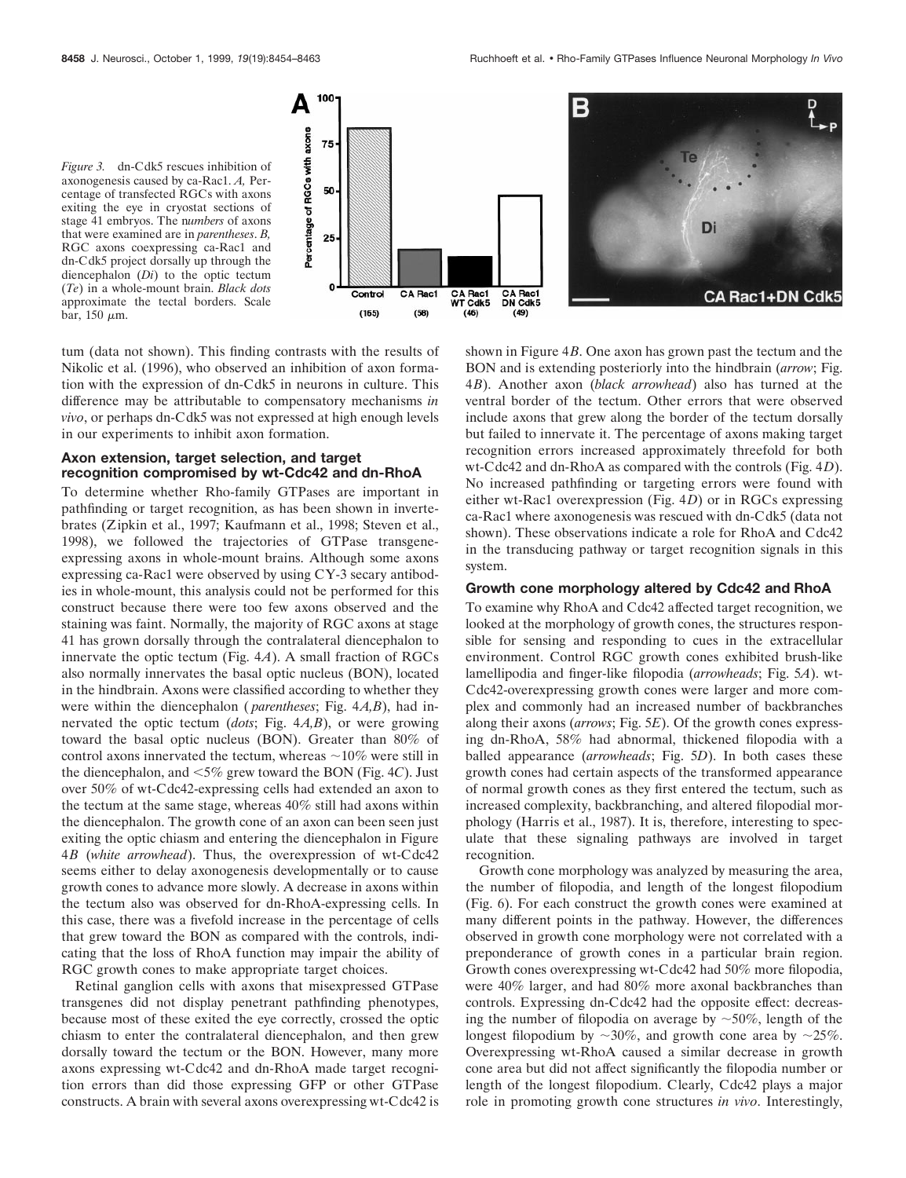*Figure 3.* dn-Cdk5 rescues inhibition of axonogenesis caused by ca-Rac1. *A,* Percentage of transfected RGCs with axons exiting the eye in cryostat sections of stage 41 embryos. The n*umbers* of axons that were examined are in *parentheses*. *B,* RGC axons coexpressing ca-Rac1 and dn-Cdk5 project dorsally up through the diencephalon (*Di*) to the optic tectum (*Te*) in a whole-mount brain. *Black dots* approximate the tectal borders. Scale bar, 150 μm.

A

Percentage of RGCs with axons

100
75
50
25
0

Control (165)
CA Rac1 (58)
CA Rac1 WT Cdk5 (46)
CA Rac1 DN Cdk5 (49)

B

D
P
Te
Di
CA Rac1+DN Cdk5

tum (data not shown). This finding contrasts with the results of Nikolic et al. (1996), who observed an inhibition of axon formation with the expression of dn-Cdk5 in neurons in culture. This difference may be attributable to compensatory mechanisms *in vivo*, or perhaps dn-Cdk5 was not expressed at high enough levels in our experiments to inhibit axon formation.

### Axon extension, target selection, and target recognition compromised by wt-Cdc42 and dn-RhoA

To determine whether Rho-family GTPases are important in pathfinding or target recognition, as has been shown in invertebrates (Zipkin et al., 1997; Kaufmann et al., 1998; Steven et al., 1998), we followed the trajectories of GTPase transgene-expressing axons in whole-mount brains. Although some axons expressing ca-Rac1 were observed by using CY-3 secary antibodies in whole-mount, this analysis could not be performed for this construct because there were too few axons observed and the staining was faint. Normally, the majority of RGC axons at stage 41 has grown dorsally through the contralateral diencephalon to innervate the optic tectum (Fig. 4*A*). A small fraction of RGCs also normally innervates the basal optic nucleus (BON), located in the hindbrain. Axons were classified according to whether they were within the diencephalon ( *parentheses*; Fig. 4*A,B*), had innervated the optic tectum (*dots*; Fig. 4*A,B*), or were growing toward the basal optic nucleus (BON). Greater than 80% of control axons innervated the tectum, whereas ~10% were still in the diencephalon, and <5% grew toward the BON (Fig. 4*C*). Just over 50% of wt-Cdc42-expressing cells had extended an axon to the tectum at the same stage, whereas 40% still had axons within the diencephalon. The growth cone of an axon can been seen just exiting the optic chiasm and entering the diencephalon in Figure 4*B* (*white arrowhead*). Thus, the overexpression of wt-Cdc42 seems either to delay axonogenesis developmentally or to cause growth cones to advance more slowly. A decrease in axons within the tectum also was observed for dn-RhoA-expressing cells. In this case, there was a fivefold increase in the percentage of cells that grew toward the BON as compared with the controls, indicating that the loss of RhoA function may impair the ability of RGC growth cones to make appropriate target choices.

Retinal ganglion cells with axons that misexpressed GTPase transgenes did not display penetrant pathfinding phenotypes, because most of these exited the eye correctly, crossed the optic chiasm to enter the contralateral diencephalon, and then grew dorsally toward the tectum or the BON. However, many more axons expressing wt-Cdc42 and dn-RhoA made target recognition errors than did those expressing GFP or other GTPase constructs. A brain with several axons overexpressing wt-Cdc42 is shown in Figure 4*B*. One axon has grown past the tectum and the BON and is extending posteriorly into the hindbrain (*arrow*; Fig. 4*B*). Another axon (*black arrowhead*) also has turned at the ventral border of the tectum. Other errors that were observed include axons that grew along the border of the tectum dorsally but failed to innervate it. The percentage of axons making target recognition errors increased approximately threefold for both wt-Cdc42 and dn-RhoA as compared with the controls (Fig. 4*D*). No increased pathfinding or targeting errors were found with either wt-Rac1 overexpression (Fig. 4*D*) or in RGCs expressing ca-Rac1 where axonogenesis was rescued with dn-Cdk5 (data not shown). These observations indicate a role for RhoA and Cdc42 in the transducing pathway or target recognition signals in this system.

### Growth cone morphology altered by Cdc42 and RhoA

To examine why RhoA and Cdc42 affected target recognition, we looked at the morphology of growth cones, the structures responsible for sensing and responding to cues in the extracellular environment. Control RGC growth cones exhibited brush-like lamellipodia and finger-like filopodia (*arrowheads*; Fig. 5*A*). wt-Cdc42-overexpressing growth cones were larger and more complex and commonly had an increased number of backbranches along their axons (*arrows*; Fig. 5*E*). Of the growth cones expressing dn-RhoA, 58% had abnormal, thickened filopodia with a balled appearance (*arrowheads*; Fig. 5*D*). In both cases these growth cones had certain aspects of the transformed appearance of normal growth cones as they first entered the tectum, such as increased complexity, backbranching, and altered filopodial morphology (Harris et al., 1987). It is, therefore, interesting to speculate that these signaling pathways are involved in target recognition.

Growth cone morphology was analyzed by measuring the area, the number of filopodia, and length of the longest filopodium (Fig. 6). For each construct the growth cones were examined at many different points in the pathway. However, the differences observed in growth cone morphology were not correlated with a preponderance of growth cones in a particular brain region. Growth cones overexpressing wt-Cdc42 had 50% more filopodia, were 40% larger, and had 80% more axonal backbranches than controls. Expressing dn-Cdc42 had the opposite effect: decreasing the number of filopodia on average by ~50%, length of the longest filopodium by ~30%, and growth cone area by ~25%. Overexpressing wt-RhoA caused a similar decrease in growth cone area but did not affect significantly the filopodia number or length of the longest filopodium. Clearly, Cdc42 plays a major role in promoting growth cone structures *in vivo*. Interestingly,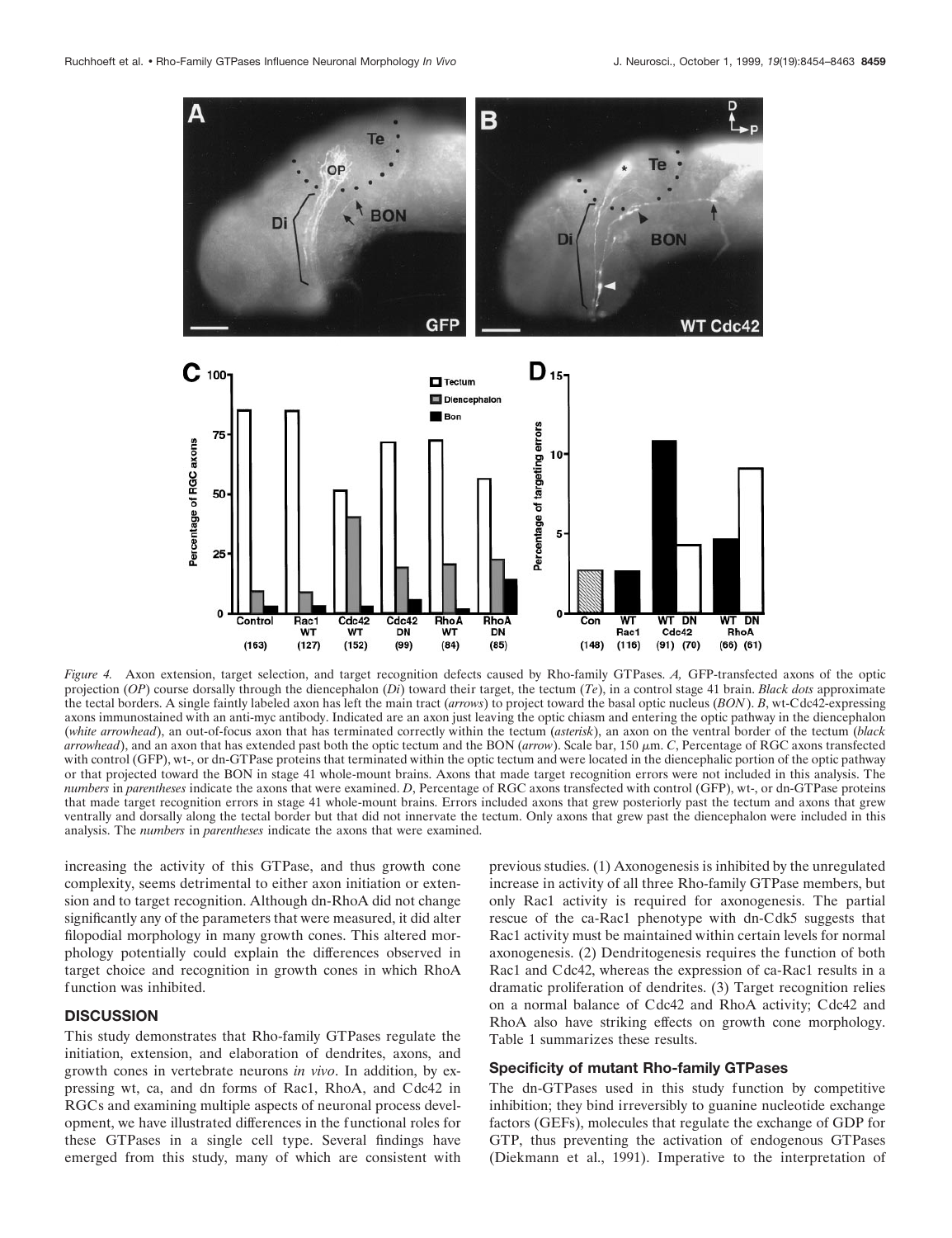A

Te

OP

Di

BON

GFP

B

D

P

Te

*

Di

BON

WT Cdc42

C

Percentage of RGC axons

100

75

50

25

0

Tectum

Diencephalon

Bon

Control (163)

Rac1 WT (127)

Cdc42 WT (152)

Cdc42 DN (99)

RhoA WT (84)

RhoA DN (85)

D

Percentage of targeting errors

15

10

5

0

Con (148)

WT Rac1 (116)

WT Cdc42 (91)

DN Cdc42 (70)

WT RhoA (66)

DN RhoA (61)

*Figure 4.* Axon extension, target selection, and target recognition defects caused by Rho-family GTPases. *A*, GFP-transfected axons of the optic projection (*OP*) course dorsally through the diencephalon (*Di*) toward their target, the tectum (*Te*), in a control stage 41 brain. *Black dots* approximate the tectal borders. A single faintly labeled axon has left the main tract (*arrows*) to project toward the basal optic nucleus (*BON*). *B*, wt-Cdc42-expressing axons immunostained with an anti-myc antibody. Indicated are an axon just leaving the optic chiasm and entering the optic pathway in the diencephalon (*white arrowhead*), an out-of-focus axon that has terminated correctly within the tectum (*asterisk*), an axon on the ventral border of the tectum (*black arrowhead*), and an axon that has extended past both the optic tectum and the BON (*arrow*). Scale bar, 150 μm. *C*, Percentage of RGC axons transfected with control (GFP), wt-, or dn-GTPase proteins that terminated within the optic tectum and were located in the diencephalic portion of the optic pathway or that projected toward the BON in stage 41 whole-mount brains. Axons that made target recognition errors were not included in this analysis. The *numbers* in *parentheses* indicate the axons that were examined. *D*, Percentage of RGC axons transfected with control (GFP), wt-, or dn-GTPase proteins that made target recognition errors in stage 41 whole-mount brains. Errors included axons that grew posteriorly past the tectum and axons that grew ventrally and dorsally along the tectal border but that did not innervate the tectum. Only axons that grew past the diencephalon were included in this analysis. The *numbers* in *parentheses* indicate the axons that were examined.

increasing the activity of this GTPase, and thus growth cone complexity, seems detrimental to either axon initiation or extension and to target recognition. Although dn-RhoA did not change significantly any of the parameters that were measured, it did alter filopodial morphology in many growth cones. This altered morphology potentially could explain the differences observed in target choice and recognition in growth cones in which RhoA function was inhibited.

## DISCUSSION

This study demonstrates that Rho-family GTPases regulate the initiation, extension, and elaboration of dendrites, axons, and growth cones in vertebrate neurons *in vivo*. In addition, by expressing wt, ca, and dn forms of Rac1, RhoA, and Cdc42 in RGCs and examining multiple aspects of neuronal process development, we have illustrated differences in the functional roles for these GTPases in a single cell type. Several findings have emerged from this study, many of which are consistent with previous studies. (1) Axonogenesis is inhibited by the unregulated increase in activity of all three Rho-family GTPase members, but only Rac1 activity is required for axonogenesis. The partial rescue of the ca-Rac1 phenotype with dn-Cdk5 suggests that Rac1 activity must be maintained within certain levels for normal axonogenesis. (2) Dendritogenesis requires the function of both Rac1 and Cdc42, whereas the expression of ca-Rac1 results in a dramatic proliferation of dendrites. (3) Target recognition relies on a normal balance of Cdc42 and RhoA activity; Cdc42 and RhoA also have striking effects on growth cone morphology. Table 1 summarizes these results.

### Specificity of mutant Rho-family GTPases

The dn-GTPases used in this study function by competitive inhibition; they bind irreversibly to guanine nucleotide exchange factors (GEFs), molecules that regulate the exchange of GDP for GTP, thus preventing the activation of endogenous GTPases (Diekmann et al., 1991). Imperative to the interpretation of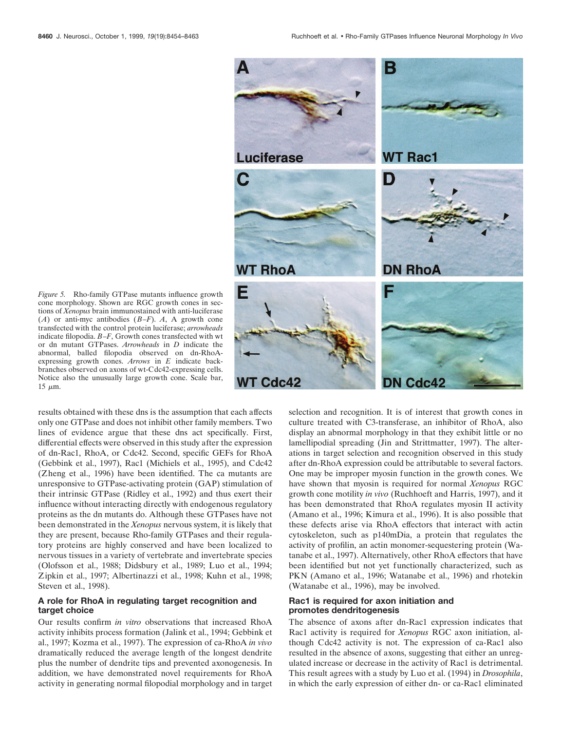*Figure 5.* Rho-family GTPase mutants influence growth cone morphology. Shown are RGC growth cones in sections of *Xenopus* brain immunostained with anti-luciferase (*A*) or anti-myc antibodies (*B–F*). *A*, A growth cone transfected with the control protein luciferase; *arrowheads* indicate filopodia. *B–F*, Growth cones transfected with wt or dn mutant GTPases. *Arrowheads* in *D* indicate the abnormal, balled filopodia observed on dn-RhoA-expressing growth cones. *Arrows* in *E* indicate back-branches observed on axons of wt-Cdc42-expressing cells. Notice also the unusually large growth cone. Scale bar, 15 μm.

results obtained with these dns is the assumption that each affects only one GTPase and does not inhibit other family members. Two lines of evidence argue that these dns act specifically. First, differential effects were observed in this study after the expression of dn-Rac1, RhoA, or Cdc42. Second, specific GEFs for RhoA (Gebbink et al., 1997), Rac1 (Michiels et al., 1995), and Cdc42 (Zheng et al., 1996) have been identified. The ca mutants are unresponsive to GTPase-activating protein (GAP) stimulation of their intrinsic GTPase (Ridley et al., 1992) and thus exert their influence without interacting directly with endogenous regulatory proteins as the dn mutants do. Although these GTPases have not been demonstrated in the *Xenopus* nervous system, it is likely that they are present, because Rho-family GTPases and their regulatory proteins are highly conserved and have been localized to nervous tissues in a variety of vertebrate and invertebrate species (Olofsson et al., 1988; Didsbury et al., 1989; Luo et al., 1994; Zipkin et al., 1997; Albertinazzi et al., 1998; Kuhn et al., 1998; Steven et al., 1998).

## A role for RhoA in regulating target recognition and target choice

Our results confirm *in vitro* observations that increased RhoA activity inhibits process formation (Jalink et al., 1994; Gebbink et al., 1997; Kozma et al., 1997). The expression of ca-RhoA *in vivo* dramatically reduced the average length of the longest dendrite plus the number of dendrite tips and prevented axonogenesis. In addition, we have demonstrated novel requirements for RhoA activity in generating normal filopodial morphology and in target selection and recognition. It is of interest that growth cones in culture treated with C3-transferase, an inhibitor of RhoA, also display an abnormal morphology in that they exhibit little or no lamellipodial spreading (Jin and Strittmatter, 1997). The alterations in target selection and recognition observed in this study after dn-RhoA expression could be attributable to several factors. One may be improper myosin function in the growth cones. We have shown that myosin is required for normal *Xenopus* RGC growth cone motility *in vivo* (Ruchhoeft and Harris, 1997), and it has been demonstrated that RhoA regulates myosin II activity (Amano et al., 1996; Kimura et al., 1996). It is also possible that these defects arise via RhoA effectors that interact with actin cytoskeleton, such as p140mDia, a protein that regulates the activity of profilin, an actin monomer-sequestering protein (Watanabe et al., 1997). Alternatively, other RhoA effectors that have been identified but not yet functionally characterized, such as PKN (Amano et al., 1996; Watanabe et al., 1996) and rhotekin (Watanabe et al., 1996), may be involved.

## Rac1 is required for axon initiation and promotes dendritogenesis

The absence of axons after dn-Rac1 expression indicates that Rac1 activity is required for *Xenopus* RGC axon initiation, although Cdc42 activity is not. The expression of ca-Rac1 also resulted in the absence of axons, suggesting that either an unregulated increase or decrease in the activity of Rac1 is detrimental. This result agrees with a study by Luo et al. (1994) in *Drosophila*, in which the early expression of either dn- or ca-Rac1 eliminated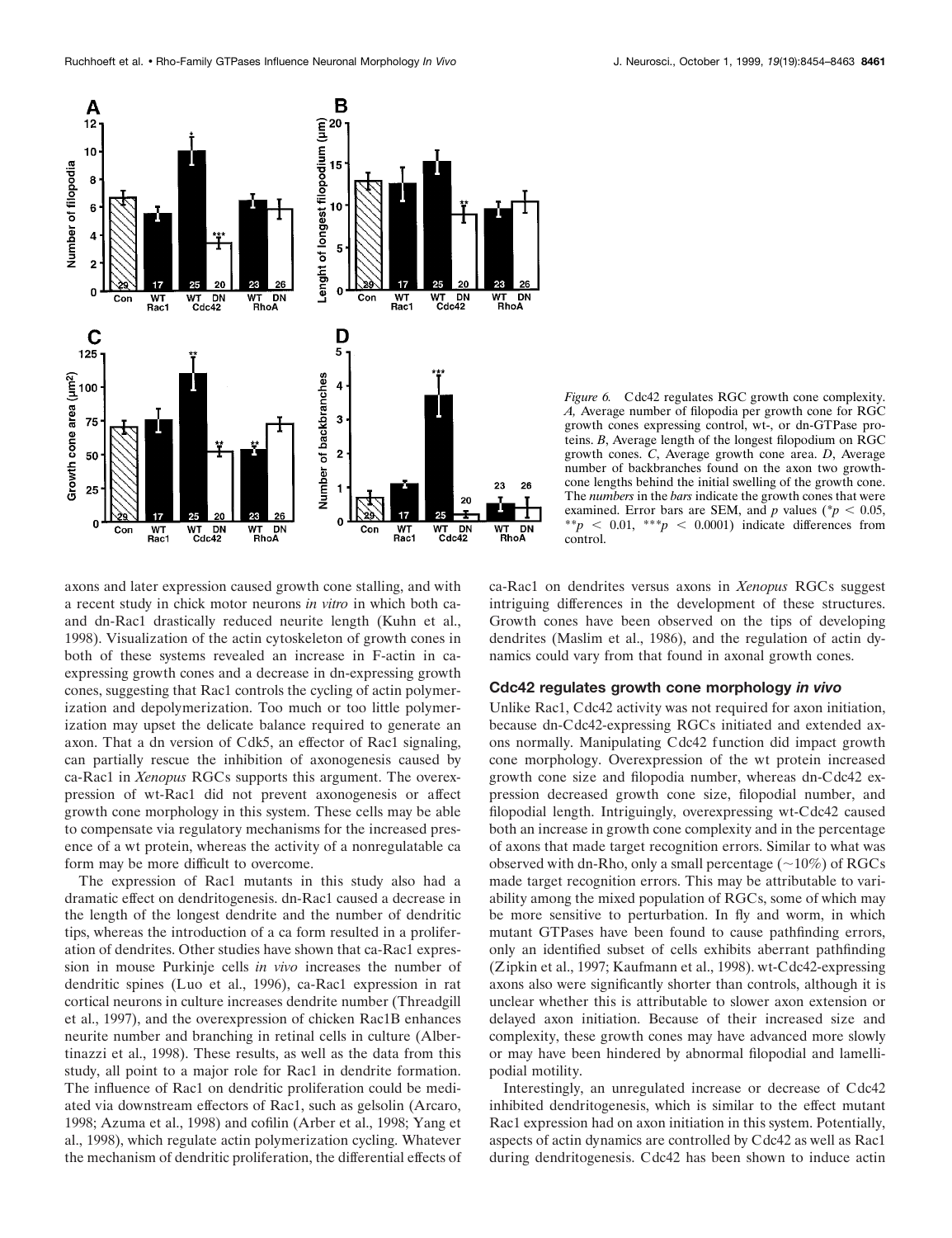A

Number of filopodia

12
10
8
6
4
2
0

*

***

29 17 25 20 23 26

Con WT Rac1 WT DN Cdc42 WT DN RhoA

B

Lenght of longest filopodium (μm)

20
15
10
5
0

**

29 17 25 20 23 26

Con WT Rac1 WT DN Cdc42 WT DN RhoA

C

Growth cone area (μm²)

125
100
75
50
25
0

**

** **

29 17 25 20 23 26

Con WT Rac1 WT DN Cdc42 WT DN RhoA

D

Number of backbranches

5
4
3
2
1
0

***

23 26

20

29 17 25

Con WT Rac1 WT DN Cdc42 WT DN RhoA

*Figure 6.* Cdc42 regulates RGC growth cone complexity. *A,* Average number of filopodia per growth cone for RGC growth cones expressing control, wt-, or dn-GTPase proteins. *B*, Average length of the longest filopodium on RGC growth cones. *C*, Average growth cone area. *D*, Average number of backbranches found on the axon two growth-cone lengths behind the initial swelling of the growth cone. The *numbers* in the *bars* indicate the growth cones that were examined. Error bars are SEM, and *p* values (\*$p < 0.05$, \*\*$p < 0.01$, \*\*\*$p < 0.0001$) indicate differences from control.

axons and later expression caused growth cone stalling, and with a recent study in chick motor neurons *in vitro* in which both ca- and dn-Rac1 drastically reduced neurite length (Kuhn et al., 1998). Visualization of the actin cytoskeleton of growth cones in both of these systems revealed an increase in F-actin in ca-expressing growth cones and a decrease in dn-expressing growth cones, suggesting that Rac1 controls the cycling of actin polymerization and depolymerization. Too much or too little polymerization may upset the delicate balance required to generate an axon. That a dn version of Cdk5, an effector of Rac1 signaling, can partially rescue the inhibition of axonogenesis caused by ca-Rac1 in *Xenopus* RGCs supports this argument. The overexpression of wt-Rac1 did not prevent axonogenesis or affect growth cone morphology in this system. These cells may be able to compensate via regulatory mechanisms for the increased presence of a wt protein, whereas the activity of a nonregulatable ca form may be more difficult to overcome.

The expression of Rac1 mutants in this study also had a dramatic effect on dendritogenesis. dn-Rac1 caused a decrease in the length of the longest dendrite and the number of dendritic tips, whereas the introduction of a ca form resulted in a proliferation of dendrites. Other studies have shown that ca-Rac1 expression in mouse Purkinje cells *in vivo* increases the number of dendritic spines (Luo et al., 1996), ca-Rac1 expression in rat cortical neurons in culture increases dendrite number (Threadgill et al., 1997), and the overexpression of chicken Rac1B enhances neurite number and branching in retinal cells in culture (Albertinazzi et al., 1998). These results, as well as the data from this study, all point to a major role for Rac1 in dendrite formation. The influence of Rac1 on dendritic proliferation could be mediated via downstream effectors of Rac1, such as gelsolin (Arcaro, 1998; Azuma et al., 1998) and cofilin (Arber et al., 1998; Yang et al., 1998), which regulate actin polymerization cycling. Whatever the mechanism of dendritic proliferation, the differential effects of ca-Rac1 on dendrites versus axons in *Xenopus* RGCs suggest intriguing differences in the development of these structures. Growth cones have been observed on the tips of developing dendrites (Maslim et al., 1986), and the regulation of actin dynamics could vary from that found in axonal growth cones.

### Cdc42 regulates growth cone morphology *in vivo*

Unlike Rac1, Cdc42 activity was not required for axon initiation, because dn-Cdc42-expressing RGCs initiated and extended axons normally. Manipulating Cdc42 function did impact growth cone morphology. Overexpression of the wt protein increased growth cone size and filopodia number, whereas dn-Cdc42 expression decreased growth cone size, filopodial number, and filopodial length. Intriguingly, overexpressing wt-Cdc42 caused both an increase in growth cone complexity and in the percentage of axons that made target recognition errors. Similar to what was observed with dn-Rho, only a small percentage (~10%) of RGCs made target recognition errors. This may be attributable to variability among the mixed population of RGCs, some of which may be more sensitive to perturbation. In fly and worm, in which mutant GTPases have been found to cause pathfinding errors, only an identified subset of cells exhibits aberrant pathfinding (Zipkin et al., 1997; Kaufmann et al., 1998). wt-Cdc42-expressing axons also were significantly shorter than controls, although it is unclear whether this is attributable to slower axon extension or delayed axon initiation. Because of their increased size and complexity, these growth cones may have advanced more slowly or may have been hindered by abnormal filopodial and lamellipodial motility.

Interestingly, an unregulated increase or decrease of Cdc42 inhibited dendritogenesis, which is similar to the effect mutant Rac1 expression had on axon initiation in this system. Potentially, aspects of actin dynamics are controlled by Cdc42 as well as Rac1 during dendritogenesis. Cdc42 has been shown to induce actin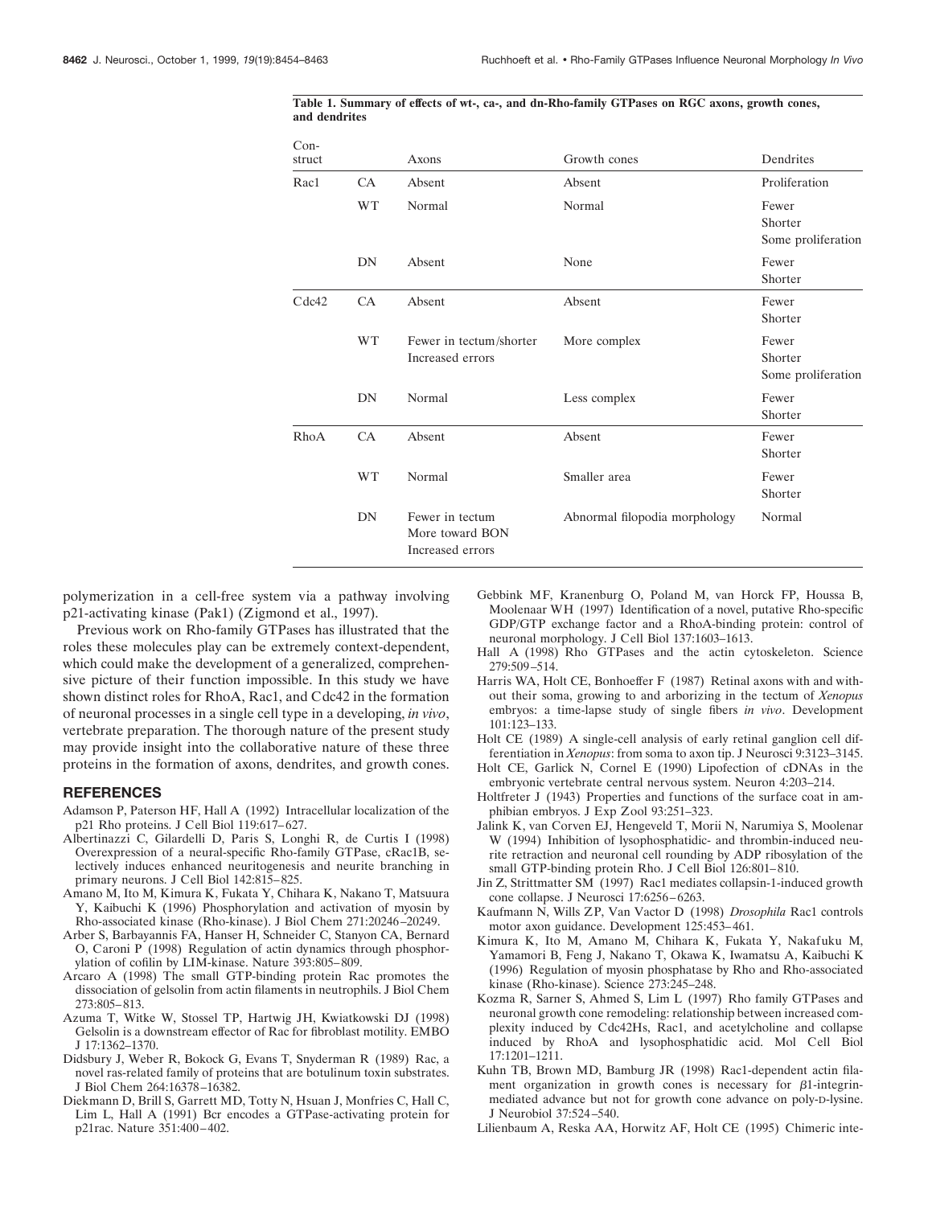**Table 1. Summary of effects of wt-, ca-, and dn-Rho-family GTPases on RGC axons, growth cones, and dendrites**

| Construct | | Axons | Growth cones | Dendrites |
|---|---|---|---|---|
| Rac1 | CA | Absent | Absent | Proliferation |
| | WT | Normal | Normal | Fewer<br>Shorter<br>Some proliferation |
| | DN | Absent | None | Fewer<br>Shorter |
| Cdc42 | CA | Absent | Absent | Fewer<br>Shorter |
| | WT | Fewer in tectum/shorter<br>Increased errors | More complex | Fewer<br>Shorter<br>Some proliferation |
| | DN | Normal | Less complex | Fewer<br>Shorter |
| RhoA | CA | Absent | Absent | Fewer<br>Shorter |
| | WT | Normal | Smaller area | Fewer<br>Shorter |
| | DN | Fewer in tectum<br>More toward BON<br>Increased errors | Abnormal filopodia morphology | Normal |

polymerization in a cell-free system via a pathway involving p21-activating kinase (Pak1) (Zigmond et al., 1997).

Previous work on Rho-family GTPases has illustrated that the roles these molecules play can be extremely context-dependent, which could make the development of a generalized, comprehensive picture of their function impossible. In this study we have shown distinct roles for RhoA, Rac1, and Cdc42 in the formation of neuronal processes in a single cell type in a developing, *in vivo*, vertebrate preparation. The thorough nature of the present study may provide insight into the collaborative nature of these three proteins in the formation of axons, dendrites, and growth cones.

## REFERENCES

Adamson P, Paterson HF, Hall A (1992) Intracellular localization of the p21 Rho proteins. J Cell Biol 119:617–627.

Albertinazzi C, Gilardelli D, Paris S, Longhi R, de Curtis I (1998) Overexpression of a neural-specific Rho-family GTPase, cRac1B, selectively induces enhanced neuritogenesis and neurite branching in primary neurons. J Cell Biol 142:815–825.

Amano M, Ito M, Kimura K, Fukata Y, Chihara K, Nakano T, Matsuura Y, Kaibuchi K (1996) Phosphorylation and activation of myosin by Rho-associated kinase (Rho-kinase). J Biol Chem 271:20246–20249.

Arber S, Barbayannis FA, Hanser H, Schneider C, Stanyon CA, Bernard O, Caroni P (1998) Regulation of actin dynamics through phosphorylation of cofilin by LIM-kinase. Nature 393:805–809.

Arcaro A (1998) The small GTP-binding protein Rac promotes the dissociation of gelsolin from actin filaments in neutrophils. J Biol Chem 273:805–813.

Azuma T, Witke W, Stossel TP, Hartwig JH, Kwiatkowski DJ (1998) Gelsolin is a downstream effector of Rac for fibroblast motility. EMBO J 17:1362–1370.

Didsbury J, Weber R, Bokock G, Evans T, Snyderman R (1989) Rac, a novel ras-related family of proteins that are botulinum toxin substrates. J Biol Chem 264:16378–16382.

Diekmann D, Brill S, Garrett MD, Totty N, Hsuan J, Monfries C, Hall C, Lim L, Hall A (1991) Bcr encodes a GTPase-activating protein for p21rac. Nature 351:400–402.

Gebbink MF, Kranenburg O, Poland M, van Horck FP, Houssa B, Moolenaar WH (1997) Identification of a novel, putative Rho-specific GDP/GTP exchange factor and a RhoA-binding protein: control of neuronal morphology. J Cell Biol 137:1603–1613.

Hall A (1998) Rho GTPases and the actin cytoskeleton. Science 279:509–514.

Harris WA, Holt CE, Bonhoeffer F (1987) Retinal axons with and without their soma, growing to and arborizing in the tectum of *Xenopus* embryos: a time-lapse study of single fibers *in vivo*. Development 101:123–133.

Holt CE (1989) A single-cell analysis of early retinal ganglion cell differentiation in *Xenopus*: from soma to axon tip. J Neurosci 9:3123–3145.

Holt CE, Garlick N, Cornel E (1990) Lipofection of cDNAs in the embryonic vertebrate central nervous system. Neuron 4:203–214.

Holtfreter J (1943) Properties and functions of the surface coat in amphibian embryos. J Exp Zool 93:251–323.

Jalink K, van Corven EJ, Hengeveld T, Morii N, Narumiya S, Moolenar W (1994) Inhibition of lysophosphatidic- and thrombin-induced neurite retraction and neuronal cell rounding by ADP ribosylation of the small GTP-binding protein Rho. J Cell Biol 126:801–810.

Jin Z, Strittmatter SM (1997) Rac1 mediates collapsin-1-induced growth cone collapse. J Neurosci 17:6256–6263.

Kaufmann N, Wills ZP, Van Vactor D (1998) *Drosophila* Rac1 controls motor axon guidance. Development 125:453–461.

Kimura K, Ito M, Amano M, Chihara K, Fukata Y, Nakafuku M, Yamamori B, Feng J, Nakano T, Okawa K, Iwamatsu A, Kaibuchi K (1996) Regulation of myosin phosphatase by Rho and Rho-associated kinase (Rho-kinase). Science 273:245–248.

Kozma R, Sarner S, Ahmed S, Lim L (1997) Rho family GTPases and neuronal growth cone remodeling: relationship between increased complexity induced by Cdc42Hs, Rac1, and acetylcholine and collapse induced by RhoA and lysophosphatidic acid. Mol Cell Biol 17:1201–1211.

Kuhn TB, Brown MD, Bamburg JR (1998) Rac1-dependent actin filament organization in growth cones is necessary for β1-integrin-mediated advance but not for growth cone advance on poly-D-lysine. J Neurobiol 37:524–540.

Lilienbaum A, Reska AA, Horwitz AF, Holt CE (1995) Chimeric inte-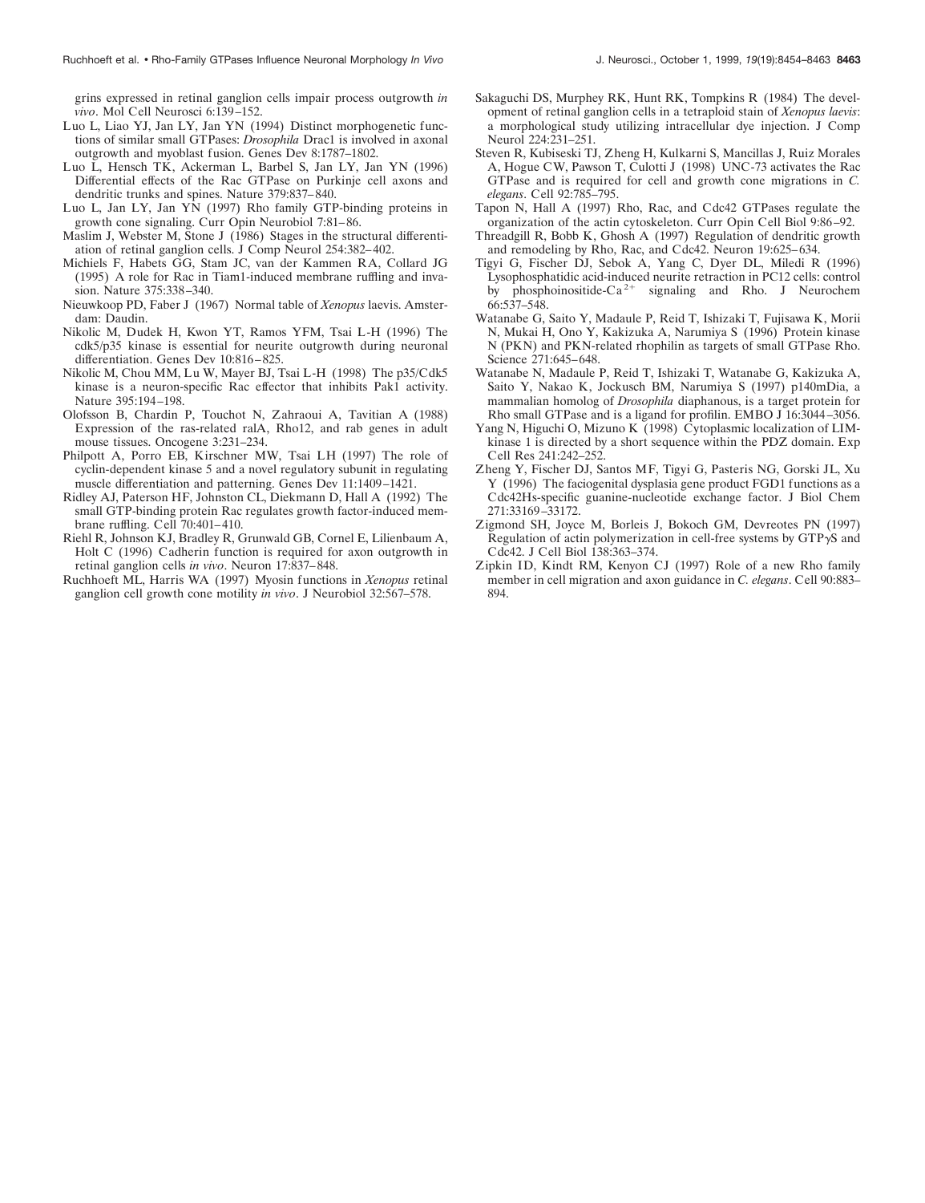grins expressed in retinal ganglion cells impair process outgrowth *in vivo*. Mol Cell Neurosci 6:139–152.

Luo L, Liao YJ, Jan LY, Jan YN (1994) Distinct morphogenetic functions of similar small GTPases: *Drosophila* Drac1 is involved in axonal outgrowth and myoblast fusion. Genes Dev 8:1787–1802.

Luo L, Hensch TK, Ackerman L, Barbel S, Jan LY, Jan YN (1996) Differential effects of the Rac GTPase on Purkinje cell axons and dendritic trunks and spines. Nature 379:837–840.

Luo L, Jan LY, Jan YN (1997) Rho family GTP-binding proteins in growth cone signaling. Curr Opin Neurobiol 7:81–86.

Maslim J, Webster M, Stone J (1986) Stages in the structural differentiation of retinal ganglion cells. J Comp Neurol 254:382–402.

Michiels F, Habets GG, Stam JC, van der Kammen RA, Collard JG (1995) A role for Rac in Tiam1-induced membrane ruffling and invasion. Nature 375:338–340.

Nieuwkoop PD, Faber J (1967) Normal table of *Xenopus* laevis. Amsterdam: Daudin.

Nikolic M, Dudek H, Kwon YT, Ramos YFM, Tsai L-H (1996) The cdk5/p35 kinase is essential for neurite outgrowth during neuronal differentiation. Genes Dev 10:816–825.

Nikolic M, Chou MM, Lu W, Mayer BJ, Tsai L-H (1998) The p35/Cdk5 kinase is a neuron-specific Rac effector that inhibits Pak1 activity. Nature 395:194–198.

Olofsson B, Chardin P, Touchot N, Zahraoui A, Tavitian A (1988) Expression of the ras-related ralA, Rho12, and rab genes in adult mouse tissues. Oncogene 3:231–234.

Philpott A, Porro EB, Kirschner MW, Tsai LH (1997) The role of cyclin-dependent kinase 5 and a novel regulatory subunit in regulating muscle differentiation and patterning. Genes Dev 11:1409–1421.

Ridley AJ, Paterson HF, Johnston CL, Diekmann D, Hall A (1992) The small GTP-binding protein Rac regulates growth factor-induced membrane ruffling. Cell 70:401–410.

Riehl R, Johnson KJ, Bradley R, Grunwald GB, Cornel E, Lilienbaum A, Holt C (1996) Cadherin function is required for axon outgrowth in retinal ganglion cells *in vivo*. Neuron 17:837–848.

Ruchhoeft ML, Harris WA (1997) Myosin functions in *Xenopus* retinal ganglion cell growth cone motility *in vivo*. J Neurobiol 32:567–578.

Sakaguchi DS, Murphey RK, Hunt RK, Tompkins R (1984) The development of retinal ganglion cells in a tetraploid stain of *Xenopus laevis*: a morphological study utilizing intracellular dye injection. J Comp Neurol 224:231–251.

Steven R, Kubiseski TJ, Zheng H, Kulkarni S, Mancillas J, Ruiz Morales A, Hogue CW, Pawson T, Culotti J (1998) UNC-73 activates the Rac GTPase and is required for cell and growth cone migrations in *C. elegans*. Cell 92:785–795.

Tapon N, Hall A (1997) Rho, Rac, and Cdc42 GTPases regulate the organization of the actin cytoskeleton. Curr Opin Cell Biol 9:86–92.

Threadgill R, Bobb K, Ghosh A (1997) Regulation of dendritic growth and remodeling by Rho, Rac, and Cdc42. Neuron 19:625–634.

Tigyi G, Fischer DJ, Sebok A, Yang C, Dyer DL, Miledi R (1996) Lysophosphatidic acid-induced neurite retraction in PC12 cells: control by phosphoinositide-$Ca^{2+}$ signaling and Rho. J Neurochem 66:537–548.

Watanabe G, Saito Y, Madaule P, Reid T, Ishizaki T, Fujisawa K, Morii N, Mukai H, Ono Y, Kakizuka A, Narumiya S (1996) Protein kinase N (PKN) and PKN-related rhophilin as targets of small GTPase Rho. Science 271:645–648.

Watanabe N, Madaule P, Reid T, Ishizaki T, Watanabe G, Kakizuka A, Saito Y, Nakao K, Jockusch BM, Narumiya S (1997) p140mDia, a mammalian homolog of *Drosophila* diaphanous, is a target protein for Rho small GTPase and is a ligand for profilin. EMBO J 16:3044–3056.

Yang N, Higuchi O, Mizuno K (1998) Cytoplasmic localization of LIM-kinase 1 is directed by a short sequence within the PDZ domain. Exp Cell Res 241:242–252.

Zheng Y, Fischer DJ, Santos MF, Tigyi G, Pasteris NG, Gorski JL, Xu Y (1996) The faciogenital dysplasia gene product FGD1 functions as a Cdc42Hs-specific guanine-nucleotide exchange factor. J Biol Chem 271:33169–33172.

Zigmond SH, Joyce M, Borleis J, Bokoch GM, Devreotes PN (1997) Regulation of actin polymerization in cell-free systems by GTP$\gamma$S and Cdc42. J Cell Biol 138:363–374.

Zipkin ID, Kindt RM, Kenyon CJ (1997) Role of a new Rho family member in cell migration and axon guidance in *C. elegans*. Cell 90:883–894.